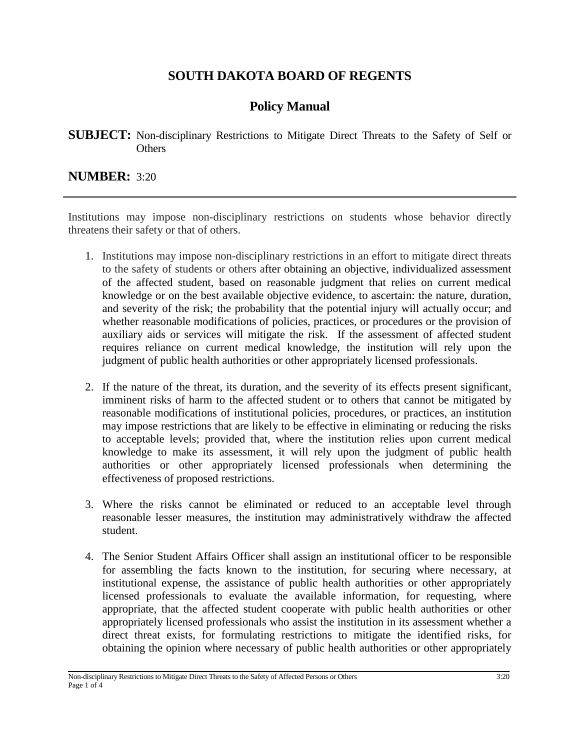# SOUTH DAKOTA BOARD OF REGENTS

## Policy Manual

**SUBJECT:** Non-disciplinary Restrictions to Mitigate Direct Threats to the Safety of Self or Others

**NUMBER:** 3:20

---

Institutions may impose non-disciplinary restrictions on students whose behavior directly threatens their safety or that of others.

1. Institutions may impose non-disciplinary restrictions in an effort to mitigate direct threats to the safety of students or others after obtaining an objective, individualized assessment of the affected student, based on reasonable judgment that relies on current medical knowledge or on the best available objective evidence, to ascertain: the nature, duration, and severity of the risk; the probability that the potential injury will actually occur; and whether reasonable modifications of policies, practices, or procedures or the provision of auxiliary aids or services will mitigate the risk. If the assessment of affected student requires reliance on current medical knowledge, the institution will rely upon the judgment of public health authorities or other appropriately licensed professionals.

2. If the nature of the threat, its duration, and the severity of its effects present significant, imminent risks of harm to the affected student or to others that cannot be mitigated by reasonable modifications of institutional policies, procedures, or practices, an institution may impose restrictions that are likely to be effective in eliminating or reducing the risks to acceptable levels; provided that, where the institution relies upon current medical knowledge to make its assessment, it will rely upon the judgment of public health authorities or other appropriately licensed professionals when determining the effectiveness of proposed restrictions.

3. Where the risks cannot be eliminated or reduced to an acceptable level through reasonable lesser measures, the institution may administratively withdraw the affected student.

4. The Senior Student Affairs Officer shall assign an institutional officer to be responsible for assembling the facts known to the institution, for securing where necessary, at institutional expense, the assistance of public health authorities or other appropriately licensed professionals to evaluate the available information, for requesting, where appropriate, that the affected student cooperate with public health authorities or other appropriately licensed professionals who assist the institution in its assessment whether a direct threat exists, for formulating restrictions to mitigate the identified risks, for obtaining the opinion where necessary of public health authorities or other appropriately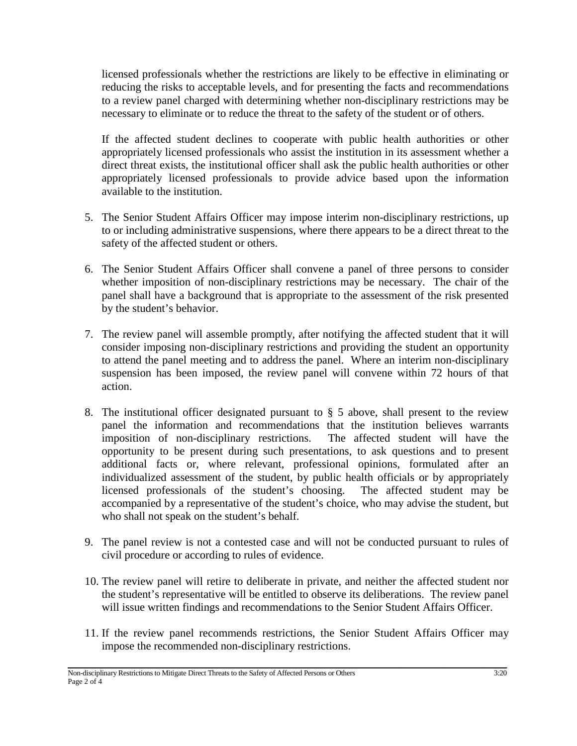licensed professionals whether the restrictions are likely to be effective in eliminating or reducing the risks to acceptable levels, and for presenting the facts and recommendations to a review panel charged with determining whether non-disciplinary restrictions may be necessary to eliminate or to reduce the threat to the safety of the student or of others.

If the affected student declines to cooperate with public health authorities or other appropriately licensed professionals who assist the institution in its assessment whether a direct threat exists, the institutional officer shall ask the public health authorities or other appropriately licensed professionals to provide advice based upon the information available to the institution.

5. The Senior Student Affairs Officer may impose interim non-disciplinary restrictions, up to or including administrative suspensions, where there appears to be a direct threat to the safety of the affected student or others.

6. The Senior Student Affairs Officer shall convene a panel of three persons to consider whether imposition of non-disciplinary restrictions may be necessary. The chair of the panel shall have a background that is appropriate to the assessment of the risk presented by the student's behavior.

7. The review panel will assemble promptly, after notifying the affected student that it will consider imposing non-disciplinary restrictions and providing the student an opportunity to attend the panel meeting and to address the panel. Where an interim non-disciplinary suspension has been imposed, the review panel will convene within 72 hours of that action.

8. The institutional officer designated pursuant to § 5 above, shall present to the review panel the information and recommendations that the institution believes warrants imposition of non-disciplinary restrictions. The affected student will have the opportunity to be present during such presentations, to ask questions and to present additional facts or, where relevant, professional opinions, formulated after an individualized assessment of the student, by public health officials or by appropriately licensed professionals of the student's choosing. The affected student may be accompanied by a representative of the student's choice, who may advise the student, but who shall not speak on the student's behalf.

9. The panel review is not a contested case and will not be conducted pursuant to rules of civil procedure or according to rules of evidence.

10. The review panel will retire to deliberate in private, and neither the affected student nor the student's representative will be entitled to observe its deliberations. The review panel will issue written findings and recommendations to the Senior Student Affairs Officer.

11. If the review panel recommends restrictions, the Senior Student Affairs Officer may impose the recommended non-disciplinary restrictions.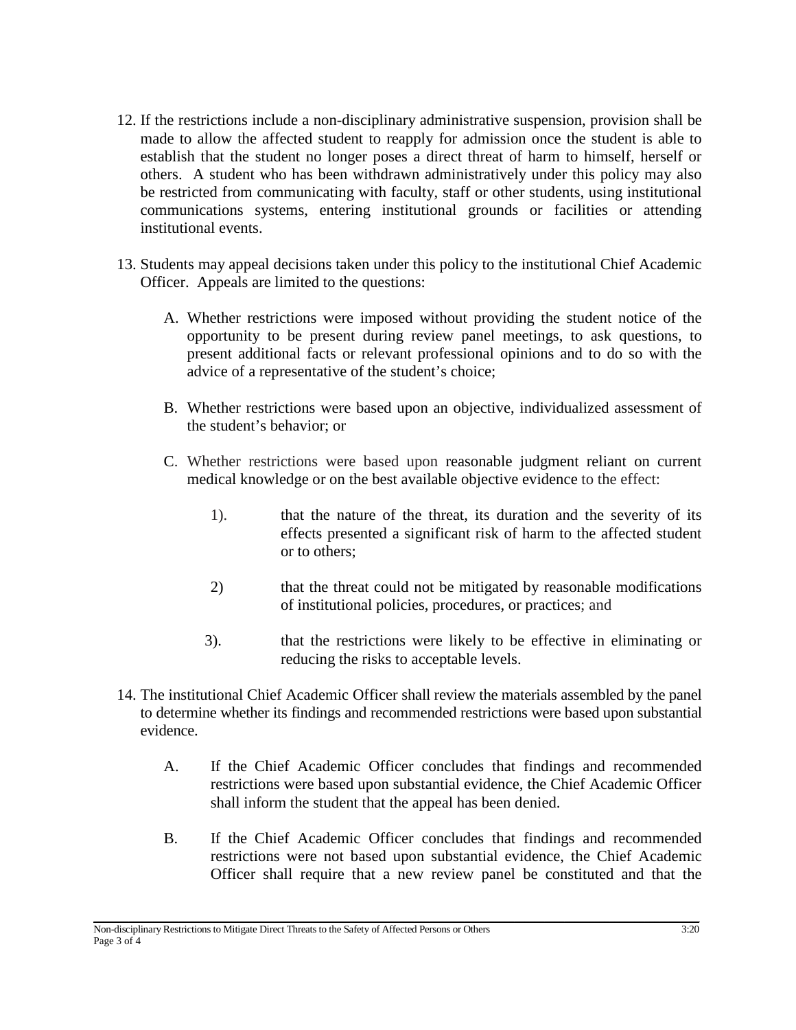12. If the restrictions include a non-disciplinary administrative suspension, provision shall be made to allow the affected student to reapply for admission once the student is able to establish that the student no longer poses a direct threat of harm to himself, herself or others. A student who has been withdrawn administratively under this policy may also be restricted from communicating with faculty, staff or other students, using institutional communications systems, entering institutional grounds or facilities or attending institutional events.

13. Students may appeal decisions taken under this policy to the institutional Chief Academic Officer. Appeals are limited to the questions:

    A. Whether restrictions were imposed without providing the student notice of the opportunity to be present during review panel meetings, to ask questions, to present additional facts or relevant professional opinions and to do so with the advice of a representative of the student's choice;

    B. Whether restrictions were based upon an objective, individualized assessment of the student's behavior; or

    C. Whether restrictions were based upon reasonable judgment reliant on current medical knowledge or on the best available objective evidence to the effect:

        1). that the nature of the threat, its duration and the severity of its effects presented a significant risk of harm to the affected student or to others;

        2) that the threat could not be mitigated by reasonable modifications of institutional policies, procedures, or practices; and

        3). that the restrictions were likely to be effective in eliminating or reducing the risks to acceptable levels.

14. The institutional Chief Academic Officer shall review the materials assembled by the panel to determine whether its findings and recommended restrictions were based upon substantial evidence.

    A. If the Chief Academic Officer concludes that findings and recommended restrictions were based upon substantial evidence, the Chief Academic Officer shall inform the student that the appeal has been denied.

    B. If the Chief Academic Officer concludes that findings and recommended restrictions were not based upon substantial evidence, the Chief Academic Officer shall require that a new review panel be constituted and that the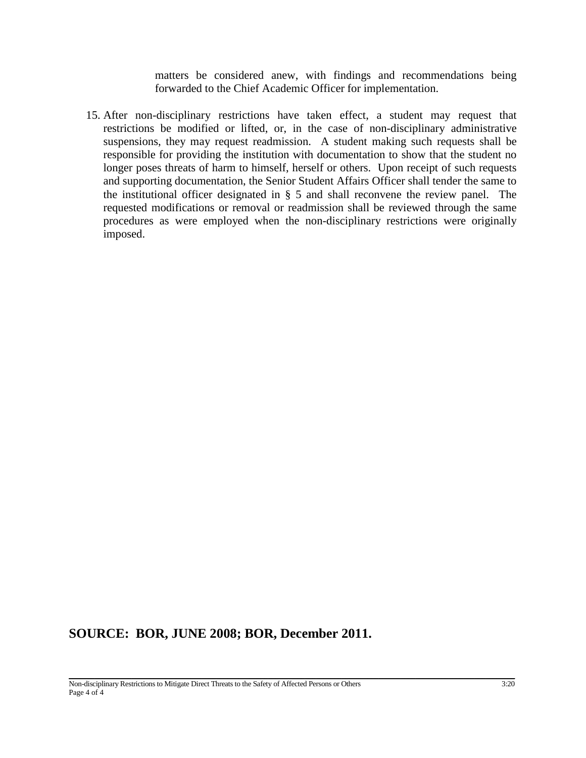matters be considered anew, with findings and recommendations being forwarded to the Chief Academic Officer for implementation.

15. After non-disciplinary restrictions have taken effect, a student may request that restrictions be modified or lifted, or, in the case of non-disciplinary administrative suspensions, they may request readmission. A student making such requests shall be responsible for providing the institution with documentation to show that the student no longer poses threats of harm to himself, herself or others. Upon receipt of such requests and supporting documentation, the Senior Student Affairs Officer shall tender the same to the institutional officer designated in § 5 and shall reconvene the review panel. The requested modifications or removal or readmission shall be reviewed through the same procedures as were employed when the non-disciplinary restrictions were originally imposed.

**SOURCE: BOR, JUNE 2008; BOR, December 2011.**